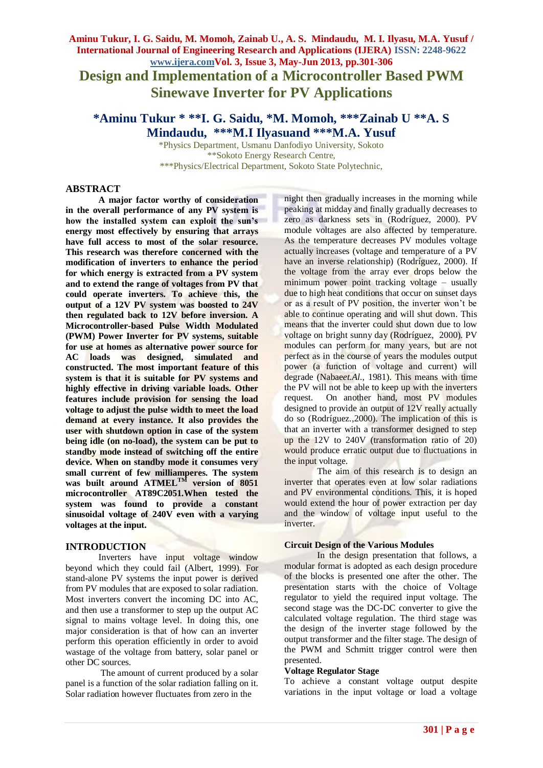# Design and Implementation of a Microcontroller Based PWM Sinewave Inverter for PV Applications

**\*Aminu Tukur \* \*\*I. G. Saidu, \*M. Momoh, \*\*\*Zainab U \*\*A. S Mindaudu, \*\*\*M.I Ilyasund \*\*\*M.A. Yusuf**

\*Physics Department, Usmanu Danfodiyo University, Sokoto
\*\*Sokoto Energy Research Centre,
\*\*\*Physics/Electrical Department, Sokoto State Polytechnic,

## ABSTRACT

**A major factor worthy of consideration in the overall performance of any PV system is how the installed system can exploit the sun's energy most effectively by ensuring that arrays have full access to most of the solar resource. This research was therefore concerned with the modification of inverters to enhance the period for which energy is extracted from a PV system and to extend the range of voltages from PV that could operate inverters. To achieve this, the output of a 12V PV system was boosted to 24V then regulated back to 12V before inversion. A Microcontroller-based Pulse Width Modulated (PWM) Power Inverter for PV systems, suitable for use at homes as alternative power source for AC loads was designed, simulated and constructed. The most important feature of this system is that it is suitable for PV systems and highly effective in driving variable loads. Other features include provision for sensing the load voltage to adjust the pulse width to meet the load demand at every instance. It also provides the user with shutdown option in case of the system being idle (on no-load), the system can be put to standby mode instead of switching off the entire device. When on standby mode it consumes very small current of few milliamperes. The system was built around ATMEL™ version of 8051 microcontroller AT89C2051.When tested the system was found to provide a constant sinusoidal voltage of 240V even with a varying voltages at the input.**

## INTRODUCTION

Inverters have input voltage window beyond which they could fail (Albert, 1999). For stand-alone PV systems the input power is derived from PV modules that are exposed to solar radiation. Most inverters convert the incoming DC into AC, and then use a transformer to step up the output AC signal to mains voltage level. In doing this, one major consideration is that of how can an inverter perform this operation efficiently in order to avoid wastage of the voltage from battery, solar panel or other DC sources.

The amount of current produced by a solar panel is a function of the solar radiation falling on it. Solar radiation however fluctuates from zero in the night then gradually increases in the morning while peaking at midday and finally gradually decreases to zero as darkness sets in (Rodríguez, 2000). PV module voltages are also affected by temperature. As the temperature decreases PV modules voltage actually increases (voltage and temperature of a PV have an inverse relationship) (Rodríguez, 2000). If the voltage from the array ever drops below the minimum power point tracking voltage – usually due to high heat conditions that occur on sunset days or as a result of PV position, the inverter won't be able to continue operating and will shut down. This means that the inverter could shut down due to low voltage on bright sunny day (Rodríguez, 2000). PV modules can perform for many years, but are not perfect as in the course of years the modules output power (a function of voltage and current) will degrade (Nabae*et.Al.*, 1981). This means with time the PV will not be able to keep up with the inverters request. On another hand, most PV modules designed to provide an output of 12V really actually do so (Rodríguez.,2000). The implication of this is that an inverter with a transformer designed to step up the 12V to 240V (transformation ratio of 20) would produce erratic output due to fluctuations in the input voltage.

The aim of this research is to design an inverter that operates even at low solar radiations and PV environmental conditions. This, it is hoped would extend the hour of power extraction per day and the window of voltage input useful to the inverter.

### Circuit Design of the Various Modules

In the design presentation that follows, a modular format is adopted as each design procedure of the blocks is presented one after the other. The presentation starts with the choice of Voltage regulator to yield the required input voltage. The second stage was the DC-DC converter to give the calculated voltage regulation. The third stage was the design of the inverter stage followed by the output transformer and the filter stage. The design of the PWM and Schmitt trigger control were then presented.

### Voltage Regulator Stage

To achieve a constant voltage output despite variations in the input voltage or load a voltage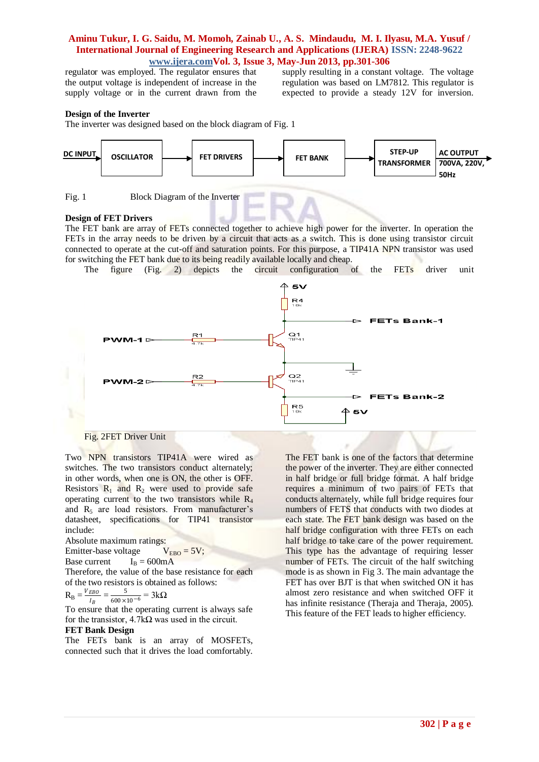regulator was employed. The regulator ensures that the output voltage is independent of increase in the supply voltage or in the current drawn from the supply resulting in a constant voltage. The voltage regulation was based on LM7812. This regulator is expected to provide a steady 12V for inversion.

## Design of the Inverter

The inverter was designed based on the block diagram of Fig. 1

Fig. 1 Block Diagram of the Inverter

## Design of FET Drivers

The FET bank are array of FETs connected together to achieve high power for the inverter. In operation the FETs in the array needs to be driven by a circuit that acts as a switch. This is done using transistor circuit connected to operate at the cut-off and saturation points. For this purpose, a TIP41A NPN transistor was used for switching the FET bank due to its being readily available locally and cheap.

The figure (Fig. 2) depicts the circuit configuration of the FETs driver unit

Fig. 2FET Driver Unit

Two NPN transistors TIP41A were wired as switches. The two transistors conduct alternately; in other words, when one is ON, the other is OFF. Resistors $R_1$ and $R_2$ were used to provide safe operating current to the two transistors while $R_4$ and $R_5$ are load resistors. From manufacturer's datasheet, specifications for TIP41 transistor include:

Absolute maximum ratings:

Emitter-base voltage $V_{EBO} = 5V$;

Base current $I_B = 600mA$

Therefore, the value of the base resistance for each of the two resistors is obtained as follows:

$$R_B = \frac{V_{EBO}}{I_B} = \frac{5}{600 \times 10^{-6}} = 3k\Omega$$

To ensure that the operating current is always safe for the transistor, 4.7kΩ was used in the circuit.

## FET Bank Design

The FETs bank is an array of MOSFETs, connected such that it drives the load comfortably. The FET bank is one of the factors that determine the power of the inverter. They are either connected in half bridge or full bridge format. A half bridge requires a minimum of two pairs of FETs that conducts alternately, while full bridge requires four numbers of FETS that conducts with two diodes at each state. The FET bank design was based on the half bridge configuration with three FETs on each half bridge to take care of the power requirement. This type has the advantage of requiring lesser number of FETs. The circuit of the half switching mode is as shown in Fig 3. The main advantage the FET has over BJT is that when switched ON it has almost zero resistance and when switched OFF it has infinite resistance (Theraja and Theraja, 2005). This feature of the FET leads to higher efficiency.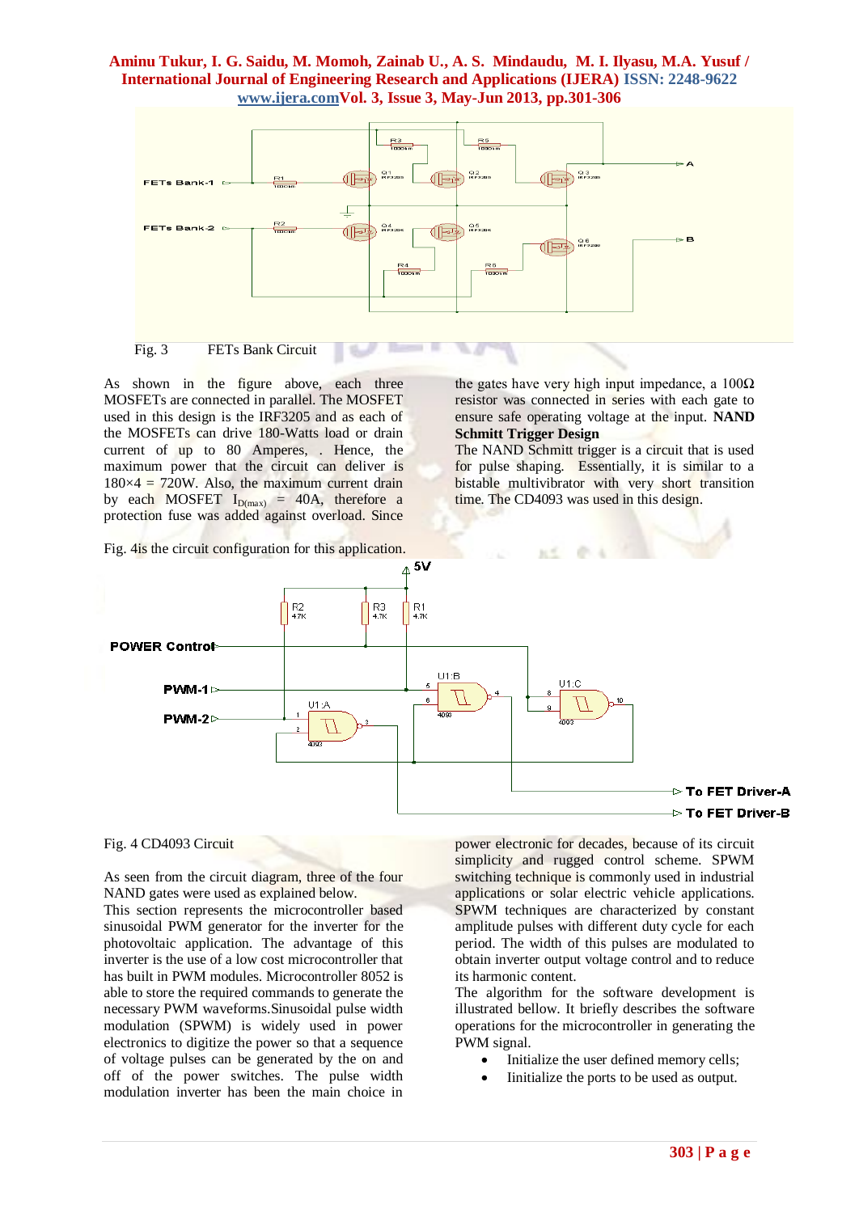Fig. 3 FETs Bank Circuit

As shown in the figure above, each three MOSFETs are connected in parallel. The MOSFET used in this design is the IRF3205 and as each of the MOSFETs can drive 180-Watts load or drain current of up to 80 Amperes, . Hence, the maximum power that the circuit can deliver is 180×4 = 720W. Also, the maximum current drain by each MOSFET $I_{D(max)}$ = 40A, therefore a protection fuse was added against overload. Since the gates have very high input impedance, a 100Ω resistor was connected in series with each gate to ensure safe operating voltage at the input. **NAND Schmitt Trigger Design**

The NAND Schmitt trigger is a circuit that is used for pulse shaping. Essentially, it is similar to a bistable multivibrator with very short transition time. The CD4093 was used in this design.

Fig. 4is the circuit configuration for this application.

Fig. 4 CD4093 Circuit

As seen from the circuit diagram, three of the four NAND gates were used as explained below.

This section represents the microcontroller based sinusoidal PWM generator for the inverter for the photovoltaic application. The advantage of this inverter is the use of a low cost microcontroller that has built in PWM modules. Microcontroller 8052 is able to store the required commands to generate the necessary PWM waveforms.Sinusoidal pulse width modulation (SPWM) is widely used in power electronics to digitize the power so that a sequence of voltage pulses can be generated by the on and off of the power switches. The pulse width modulation inverter has been the main choice in power electronic for decades, because of its circuit simplicity and rugged control scheme. SPWM switching technique is commonly used in industrial applications or solar electric vehicle applications. SPWM techniques are characterized by constant amplitude pulses with different duty cycle for each period. The width of this pulses are modulated to obtain inverter output voltage control and to reduce its harmonic content.

The algorithm for the software development is illustrated bellow. It briefly describes the software operations for the microcontroller in generating the PWM signal.

- Initialize the user defined memory cells;
- Iinitialize the ports to be used as output.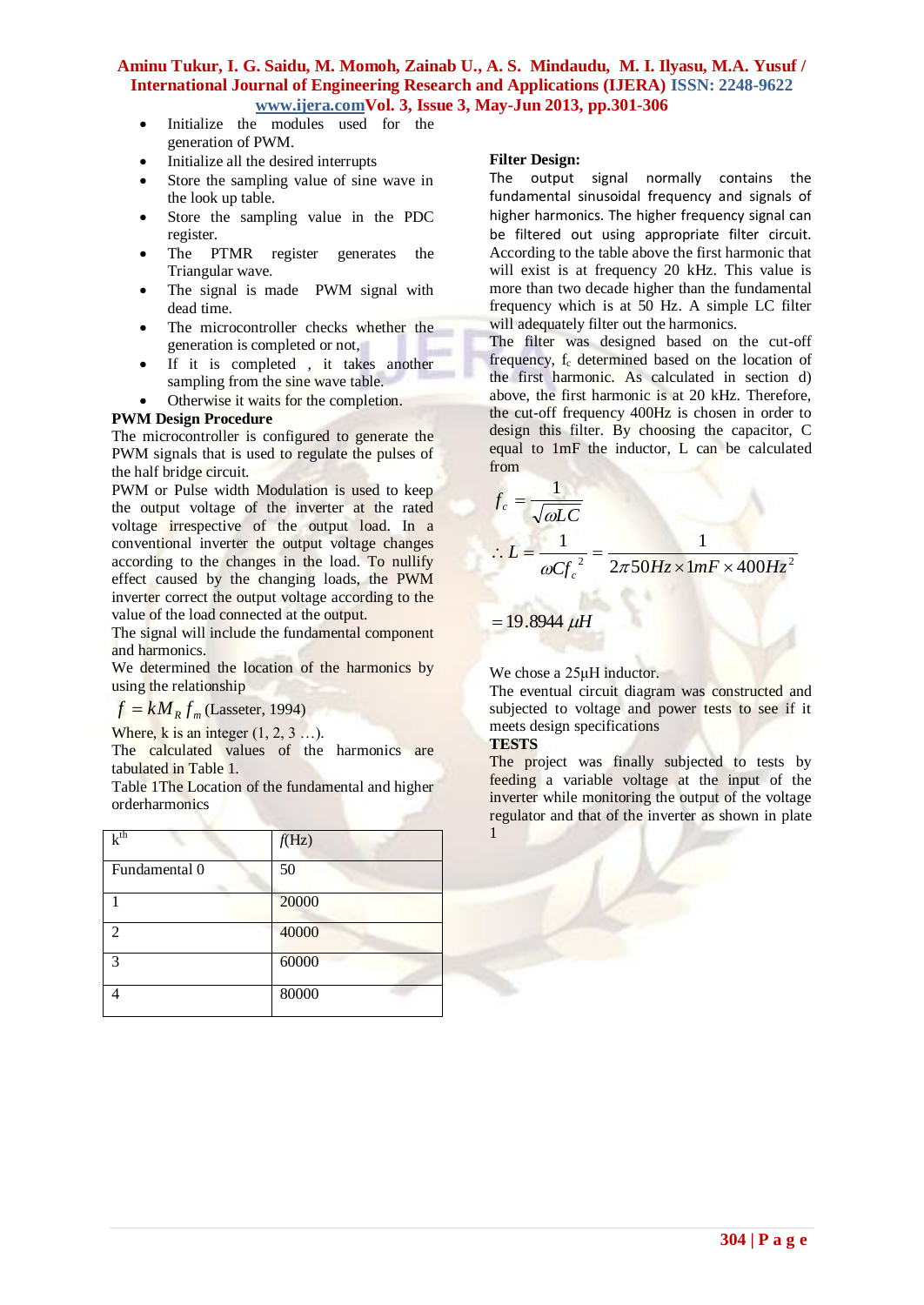- Initialize the modules used for the generation of PWM.
- Initialize all the desired interrupts
- Store the sampling value of sine wave in the look up table.
- Store the sampling value in the PDC register.
- The PTMR register generates the Triangular wave.
- The signal is made PWM signal with dead time.
- The microcontroller checks whether the generation is completed or not,
- If it is completed , it takes another sampling from the sine wave table.
- Otherwise it waits for the completion.

**PWM Design Procedure**

The microcontroller is configured to generate the PWM signals that is used to regulate the pulses of the half bridge circuit.

PWM or Pulse width Modulation is used to keep the output voltage of the inverter at the rated voltage irrespective of the output load. In a conventional inverter the output voltage changes according to the changes in the load. To nullify effect caused by the changing loads, the PWM inverter correct the output voltage according to the value of the load connected at the output.

The signal will include the fundamental component and harmonics.

We determined the location of the harmonics by using the relationship

$f = kM_R f_m$ (Lasseter, 1994)

Where, k is an integer (1, 2, 3 …).

The calculated values of the harmonics are tabulated in Table 1.

Table 1The Location of the fundamental and higher orderharmonics

| k[th] | $f$(Hz) |
|---|---|
| Fundamental 0 | 50 |
| 1 | 20000 |
| 2 | 40000 |
| 3 | 60000 |
| 4 | 80000 |

**Filter Design:**

The output signal normally contains the fundamental sinusoidal frequency and signals of higher harmonics. The higher frequency signal can be filtered out using appropriate filter circuit. According to the table above the first harmonic that will exist is at frequency 20 kHz. This value is more than two decade higher than the fundamental frequency which is at 50 Hz. A simple LC filter will adequately filter out the harmonics.

The filter was designed based on the cut-off frequency, $f_c$ determined based on the location of the first harmonic. As calculated in section d) above, the first harmonic is at 20 kHz. Therefore, the cut-off frequency 400Hz is chosen in order to design this filter. By choosing the capacitor, C equal to 1mF the inductor, L can be calculated from

$$f_c = \frac{1}{\sqrt{\omega LC}}$$

$$\therefore L = \frac{1}{\omega C f_c^{\,2}} = \frac{1}{2\pi 50Hz \times 1mF \times 400Hz^2}$$

$$= 19.8944\ \mu H$$

We chose a 25µH inductor.

The eventual circuit diagram was constructed and subjected to voltage and power tests to see if it meets design specifications

**TESTS**

The project was finally subjected to tests by feeding a variable voltage at the input of the inverter while monitoring the output of the voltage regulator and that of the inverter as shown in plate 1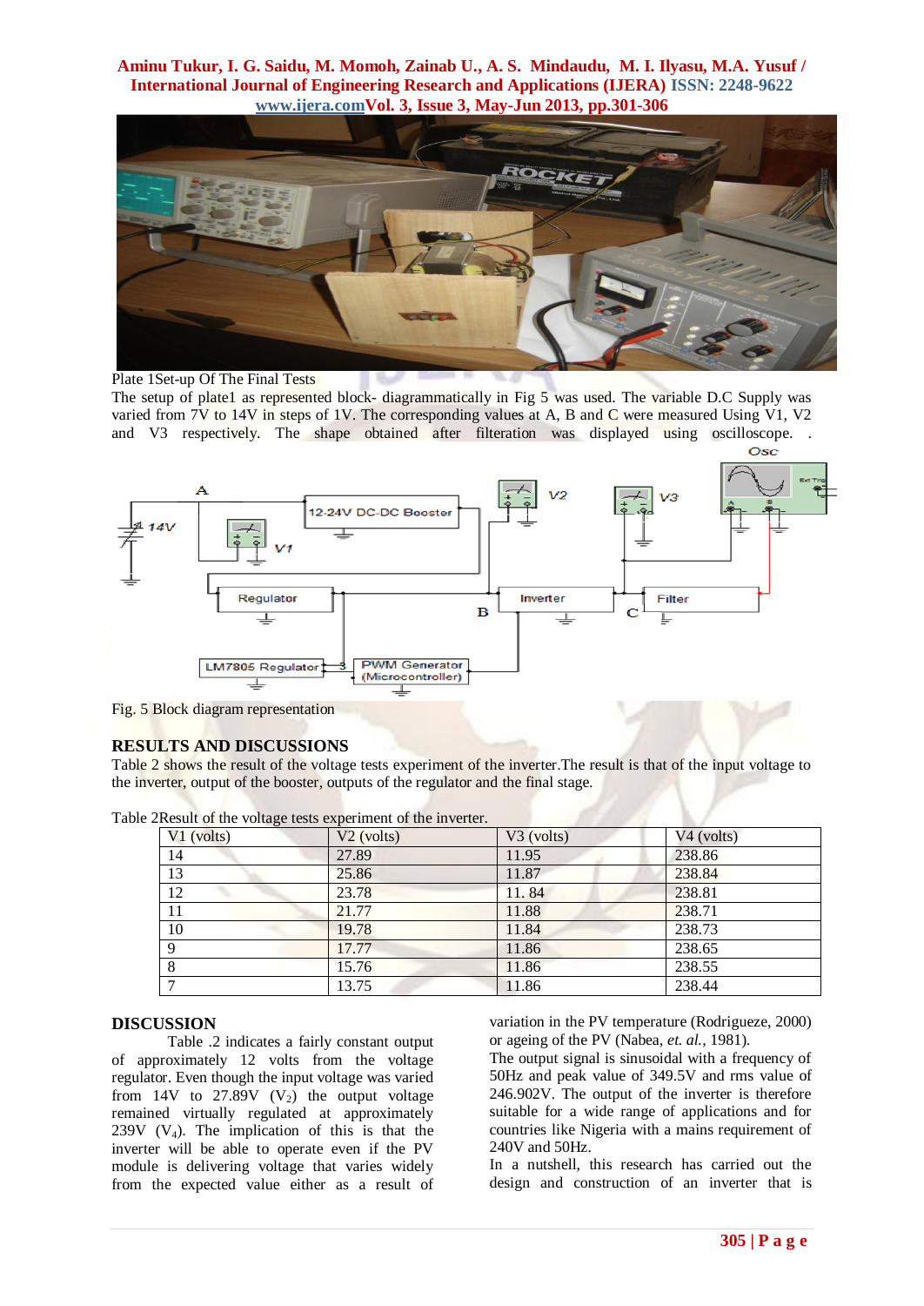Plate 1Set-up Of The Final Tests

The setup of plate1 as represented block- diagrammatically in Fig 5 was used. The variable D.C Supply was varied from 7V to 14V in steps of 1V. The corresponding values at A, B and C were measured Using V1, V2 and V3 respectively. The shape obtained after filteration was displayed using oscilloscope. .

Fig. 5 Block diagram representation

## RESULTS AND DISCUSSIONS

Table 2 shows the result of the voltage tests experiment of the inverter.The result is that of the input voltage to the inverter, output of the booster, outputs of the regulator and the final stage.

Table 2Result of the voltage tests experiment of the inverter.

| V1 (volts) | V2 (volts) | V3 (volts) | V4 (volts) |
|---|---|---|---|
| 14 | 27.89 | 11.95 | 238.86 |
| 13 | 25.86 | 11.87 | 238.84 |
| 12 | 23.78 | 11. 84 | 238.81 |
| 11 | 21.77 | 11.88 | 238.71 |
| 10 | 19.78 | 11.84 | 238.73 |
| 9 | 17.77 | 11.86 | 238.65 |
| 8 | 15.76 | 11.86 | 238.55 |
| 7 | 13.75 | 11.86 | 238.44 |

## DISCUSSION

Table .2 indicates a fairly constant output of approximately 12 volts from the voltage regulator. Even though the input voltage was varied from 14V to 27.89V ($V_2$) the output voltage remained virtually regulated at approximately 239V ($V_4$). The implication of this is that the inverter will be able to operate even if the PV module is delivering voltage that varies widely from the expected value either as a result of variation in the PV temperature (Rodrigueze, 2000) or ageing of the PV (Nabea, *et. al.*, 1981).

The output signal is sinusoidal with a frequency of 50Hz and peak value of 349.5V and rms value of 246.902V. The output of the inverter is therefore suitable for a wide range of applications and for countries like Nigeria with a mains requirement of 240V and 50Hz.

In a nutshell, this research has carried out the design and construction of an inverter that is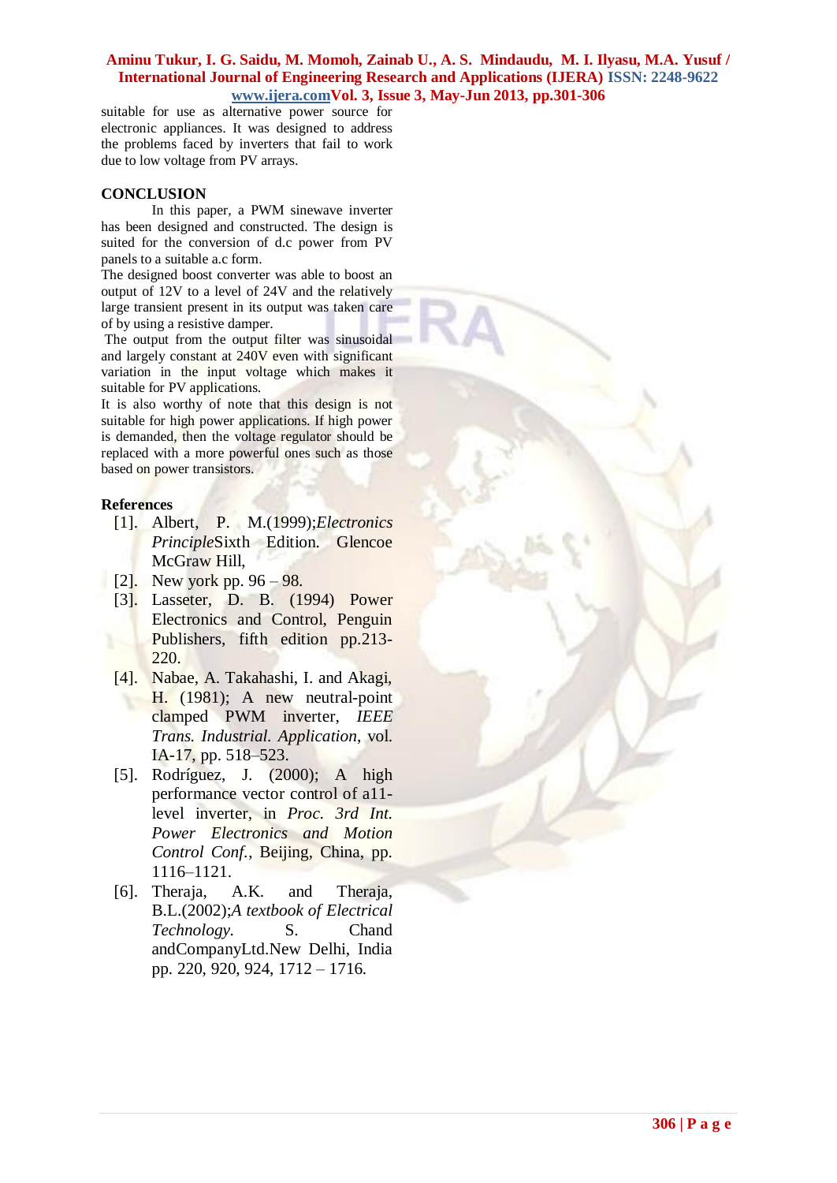suitable for use as alternative power source for electronic appliances. It was designed to address the problems faced by inverters that fail to work due to low voltage from PV arrays.

## CONCLUSION

In this paper, a PWM sinewave inverter has been designed and constructed. The design is suited for the conversion of d.c power from PV panels to a suitable a.c form.

The designed boost converter was able to boost an output of 12V to a level of 24V and the relatively large transient present in its output was taken care of by using a resistive damper.

The output from the output filter was sinusoidal and largely constant at 240V even with significant variation in the input voltage which makes it suitable for PV applications.

It is also worthy of note that this design is not suitable for high power applications. If high power is demanded, then the voltage regulator should be replaced with a more powerful ones such as those based on power transistors.

## References

[1]. Albert, P. M.(1999);*Electronics Principle*Sixth Edition. Glencoe McGraw Hill,

[2]. New york pp. 96 – 98.

[3]. Lasseter, D. B. (1994) Power Electronics and Control, Penguin Publishers, fifth edition pp.213-220.

[4]. Nabae, A. Takahashi, I. and Akagi, H. (1981); A new neutral-point clamped PWM inverter, *IEEE Trans. Industrial. Application*, vol. IA-17, pp. 518–523.

[5]. Rodríguez, J. (2000); A high performance vector control of a11-level inverter, in *Proc. 3rd Int. Power Electronics and Motion Control Conf.*, Beijing, China, pp. 1116–1121.

[6]. Theraja, A.K. and Theraja, B.L.(2002);*A textbook of Electrical Technology.* S. Chand andCompanyLtd.New Delhi, India pp. 220, 920, 924, 1712 – 1716.